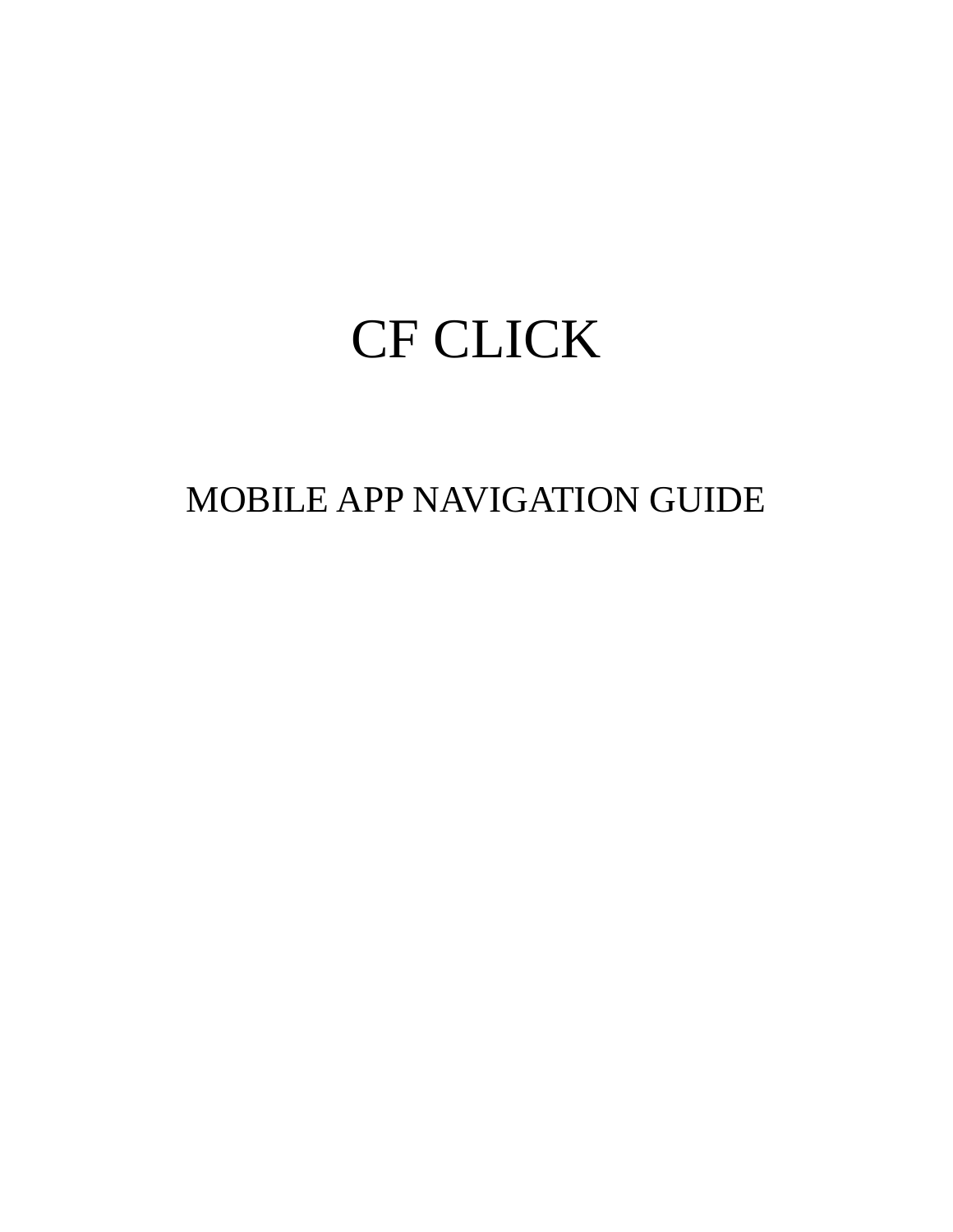# CF CLICK

## MOBILE APP NAVIGATION GUIDE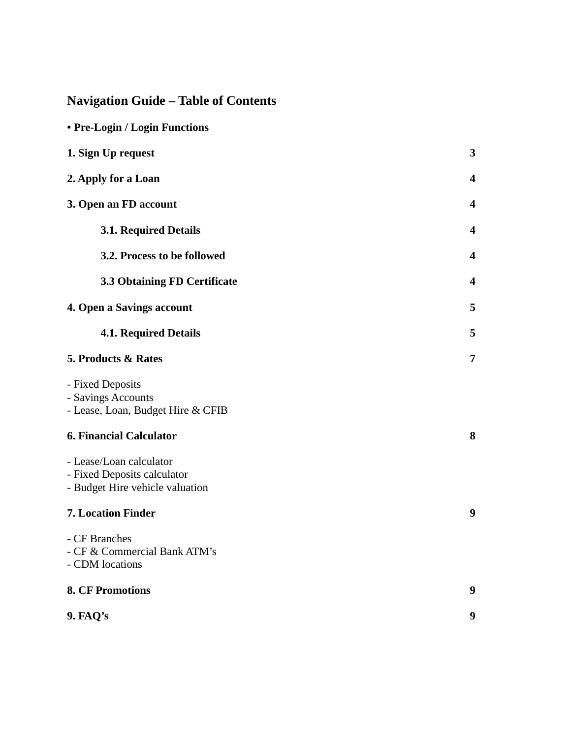# Navigation Guide – Table of Contents

**• Pre-Login / Login Functions**

| | |
|---|---|
| **1. Sign Up request** | **3** |
| **2. Apply for a Loan** | **4** |
| **3. Open an FD account** | **4** |
| &emsp;**3.1. Required Details** | **4** |
| &emsp;**3.2. Process to be followed** | **4** |
| &emsp;**3.3 Obtaining FD Certificate** | **4** |
| **4. Open a Savings account** | **5** |
| &emsp;**4.1. Required Details** | **5** |
| **5. Products & Rates** | **7** |

- Fixed Deposits
- Savings Accounts
- Lease, Loan, Budget Hire & CFIB

| | |
|---|---|
| **6. Financial Calculator** | **8** |

- Lease/Loan calculator
- Fixed Deposits calculator
- Budget Hire vehicle valuation

| | |
|---|---|
| **7. Location Finder** | **9** |

- CF Branches
- CF & Commercial Bank ATM's
- CDM locations

| | |
|---|---|
| **8. CF Promotions** | **9** |
| **9. FAQ's** | **9** |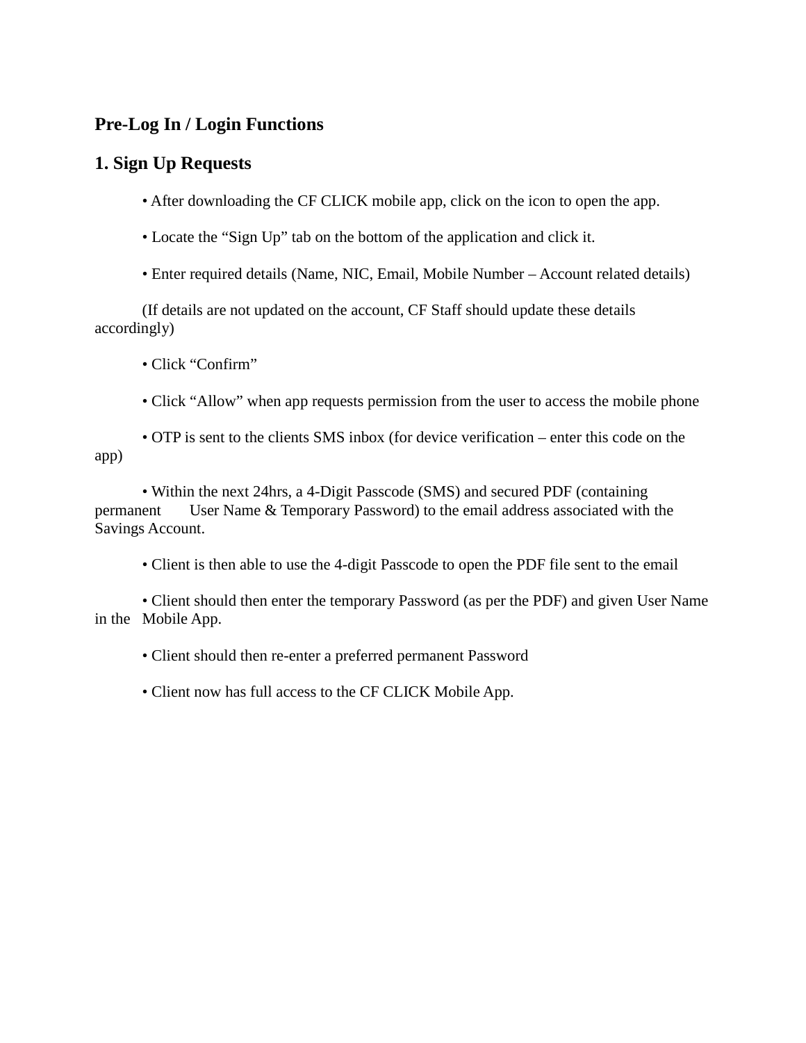## Pre-Log In / Login Functions

## 1. Sign Up Requests

- After downloading the CF CLICK mobile app, click on the icon to open the app.

- Locate the “Sign Up” tab on the bottom of the application and click it.

- Enter required details (Name, NIC, Email, Mobile Number – Account related details)

(If details are not updated on the account, CF Staff should update these details accordingly)

- Click “Confirm”

- Click “Allow” when app requests permission from the user to access the mobile phone

- OTP is sent to the clients SMS inbox (for device verification – enter this code on the app)

- Within the next 24hrs, a 4-Digit Passcode (SMS) and secured PDF (containing permanent User Name & Temporary Password) to the email address associated with the Savings Account.

- Client is then able to use the 4-digit Passcode to open the PDF file sent to the email

- Client should then enter the temporary Password (as per the PDF) and given User Name in the Mobile App.

- Client should then re-enter a preferred permanent Password

- Client now has full access to the CF CLICK Mobile App.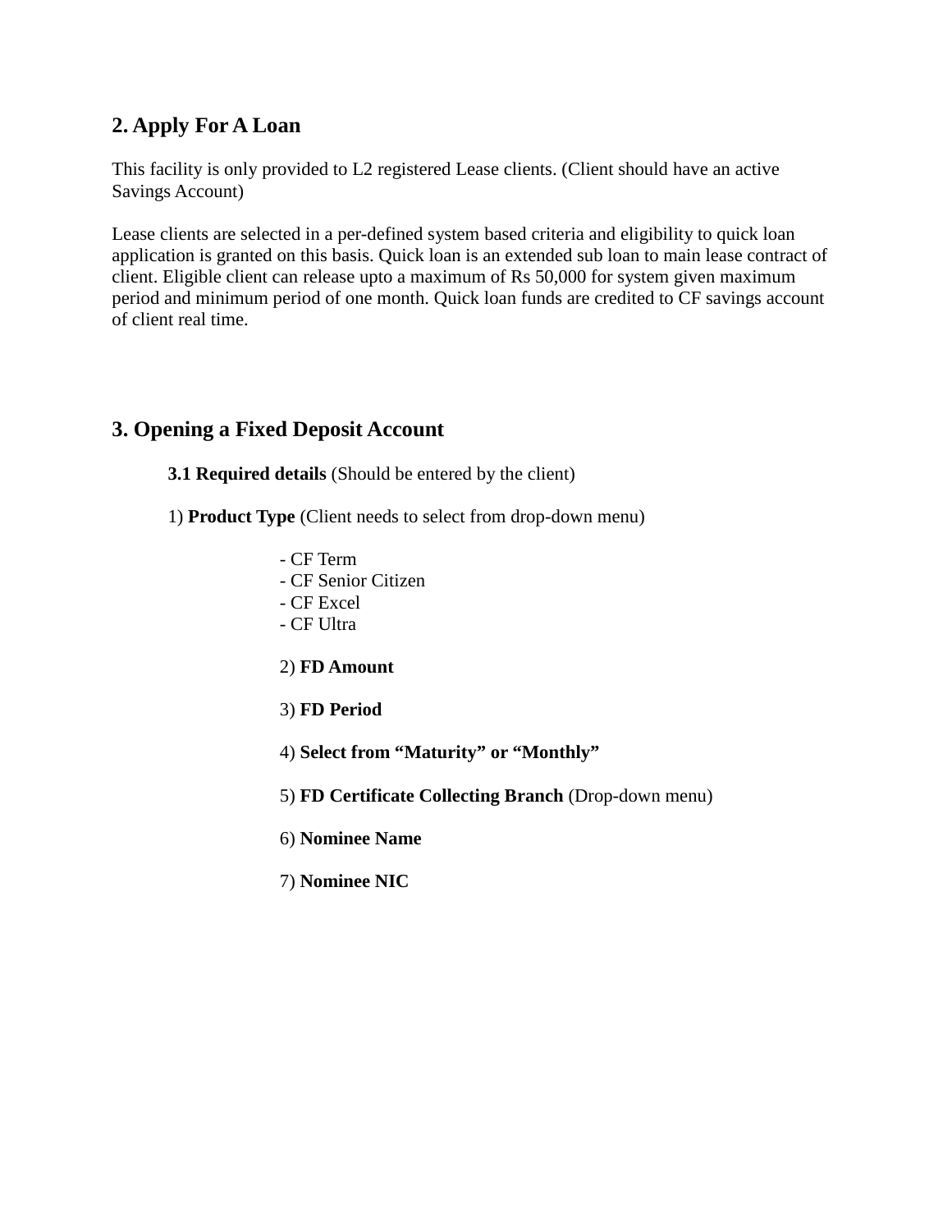## 2. Apply For A Loan

This facility is only provided to L2 registered Lease clients. (Client should have an active Savings Account)

Lease clients are selected in a per-defined system based criteria and eligibility to quick loan application is granted on this basis. Quick loan is an extended sub loan to main lease contract of client. Eligible client can release upto a maximum of Rs 50,000 for system given maximum period and minimum period of one month. Quick loan funds are credited to CF savings account of client real time.

## 3. Opening a Fixed Deposit Account

**3.1 Required details** (Should be entered by the client)

1) **Product Type** (Client needs to select from drop-down menu)

- CF Term
- CF Senior Citizen
- CF Excel
- CF Ultra

2) **FD Amount**

3) **FD Period**

4) **Select from "Maturity" or "Monthly"**

5) **FD Certificate Collecting Branch** (Drop-down menu)

6) **Nominee Name**

7) **Nominee NIC**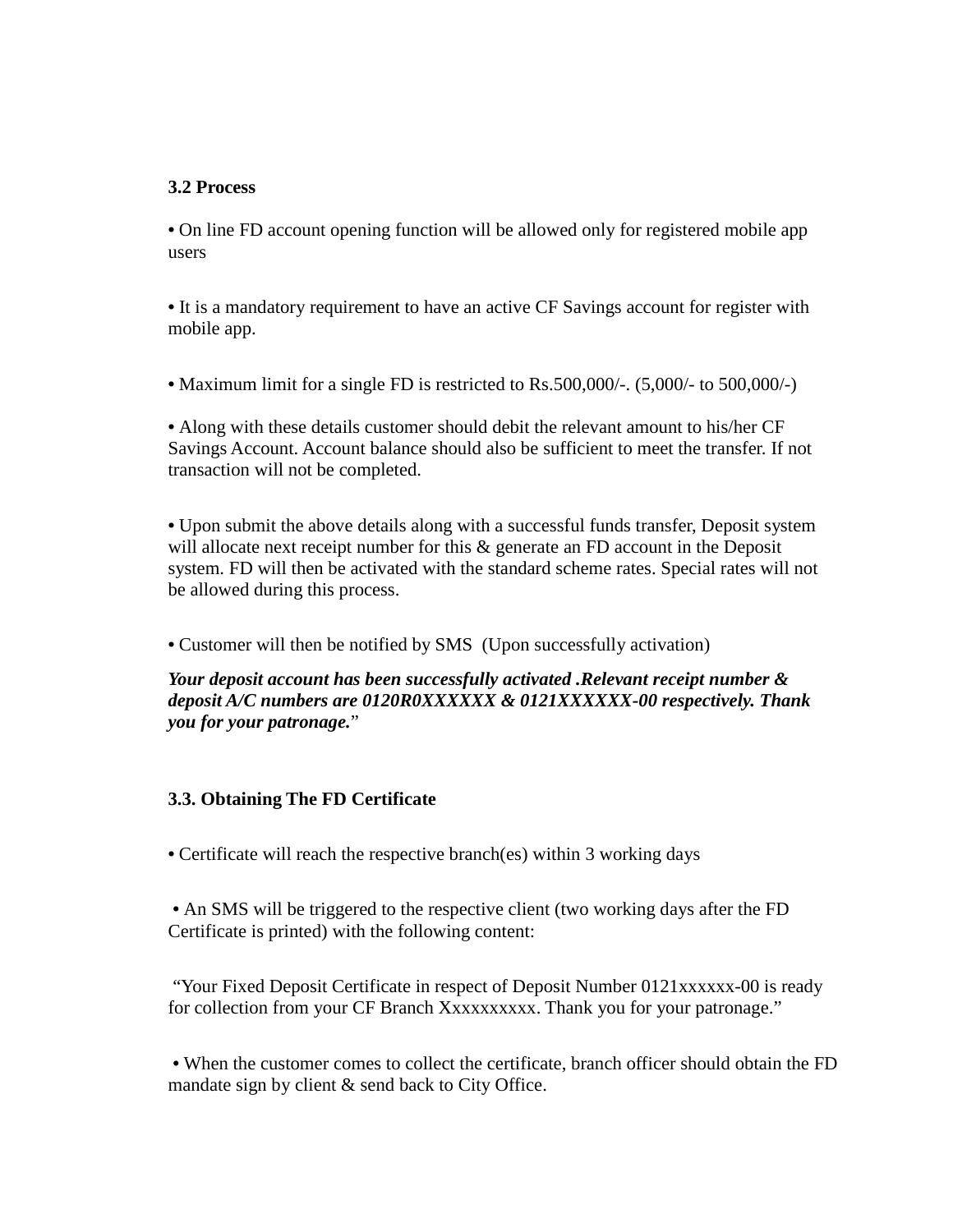### 3.2 Process

- On line FD account opening function will be allowed only for registered mobile app users

- It is a mandatory requirement to have an active CF Savings account for register with mobile app.

- Maximum limit for a single FD is restricted to Rs.500,000/-. (5,000/- to 500,000/-)

- Along with these details customer should debit the relevant amount to his/her CF Savings Account. Account balance should also be sufficient to meet the transfer. If not transaction will not be completed.

- Upon submit the above details along with a successful funds transfer, Deposit system will allocate next receipt number for this & generate an FD account in the Deposit system. FD will then be activated with the standard scheme rates. Special rates will not be allowed during this process.

- Customer will then be notified by SMS (Upon successfully activation)

***Your deposit account has been successfully activated .Relevant receipt number & deposit A/C numbers are 0120R0XXXXXX & 0121XXXXXX-00 respectively. Thank you for your patronage.***"

### 3.3. Obtaining The FD Certificate

- Certificate will reach the respective branch(es) within 3 working days

- An SMS will be triggered to the respective client (two working days after the FD Certificate is printed) with the following content:

"Your Fixed Deposit Certificate in respect of Deposit Number 0121xxxxxx-00 is ready for collection from your CF Branch Xxxxxxxxxx. Thank you for your patronage."

- When the customer comes to collect the certificate, branch officer should obtain the FD mandate sign by client & send back to City Office.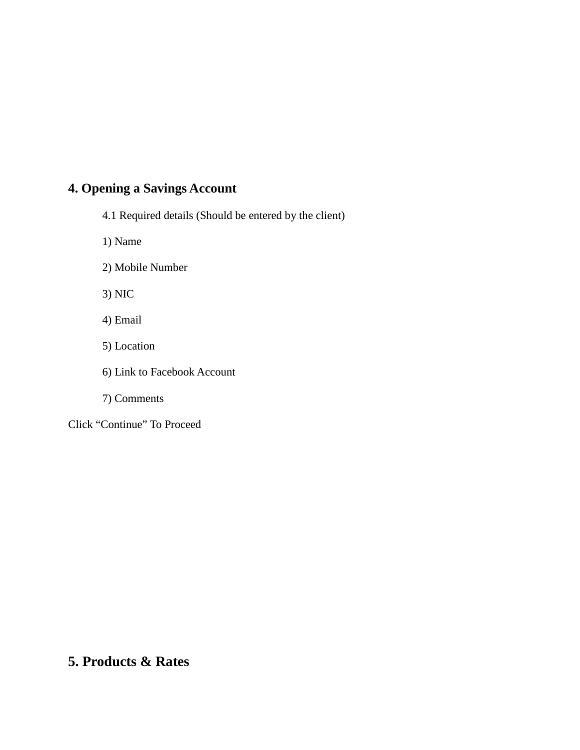## 4. Opening a Savings Account

4.1 Required details (Should be entered by the client)

1) Name

2) Mobile Number

3) NIC

4) Email

5) Location

6) Link to Facebook Account

7) Comments

Click “Continue” To Proceed

## 5. Products & Rates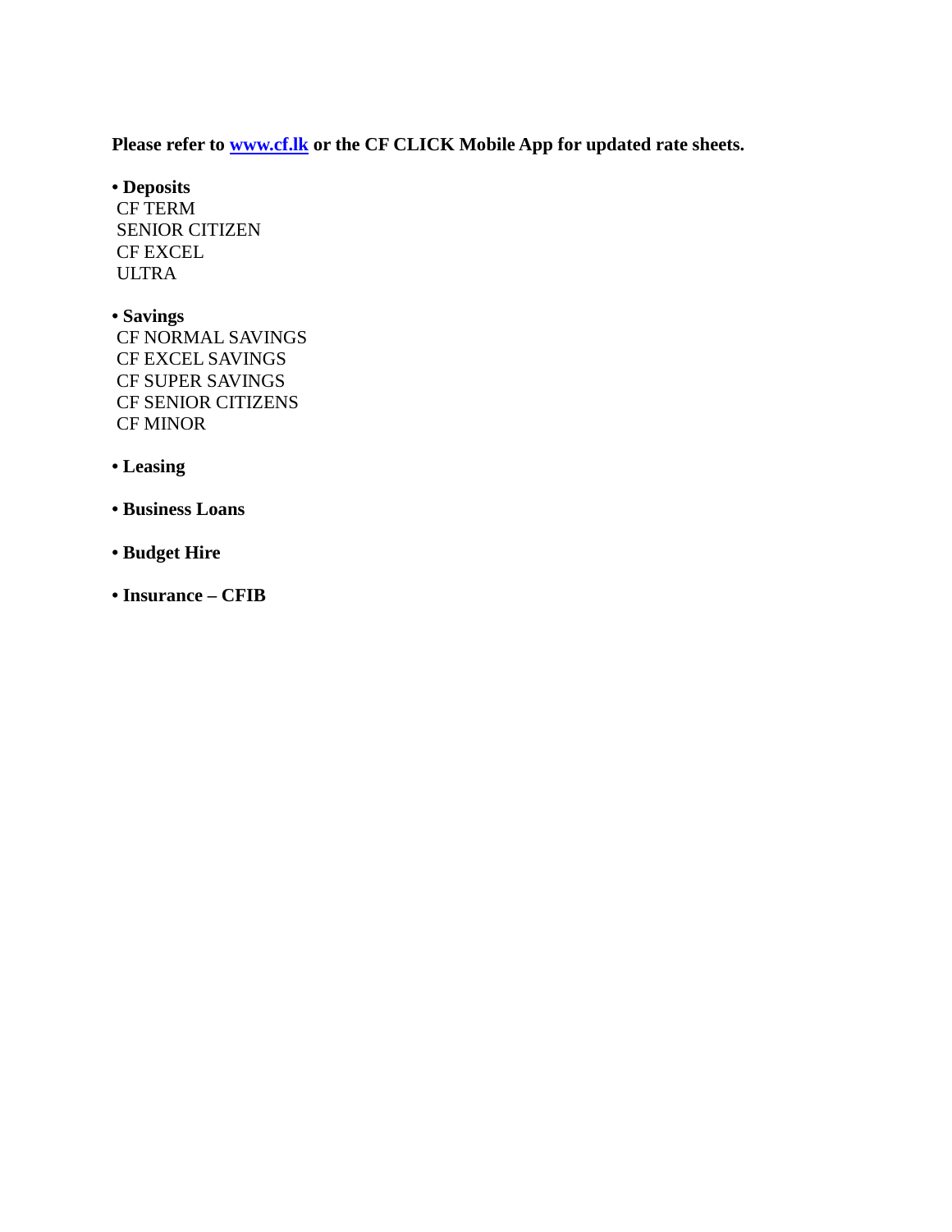**Please refer to [www.cf.lk](http://www.cf.lk) or the CF CLICK Mobile App for updated rate sheets.**

- **Deposits**
  - CF TERM
  - SENIOR CITIZEN
  - CF EXCEL
  - ULTRA
- **Savings**
  - CF NORMAL SAVINGS
  - CF EXCEL SAVINGS
  - CF SUPER SAVINGS
  - CF SENIOR CITIZENS
  - CF MINOR
- **Leasing**
- **Business Loans**
- **Budget Hire**
- **Insurance – CFIB**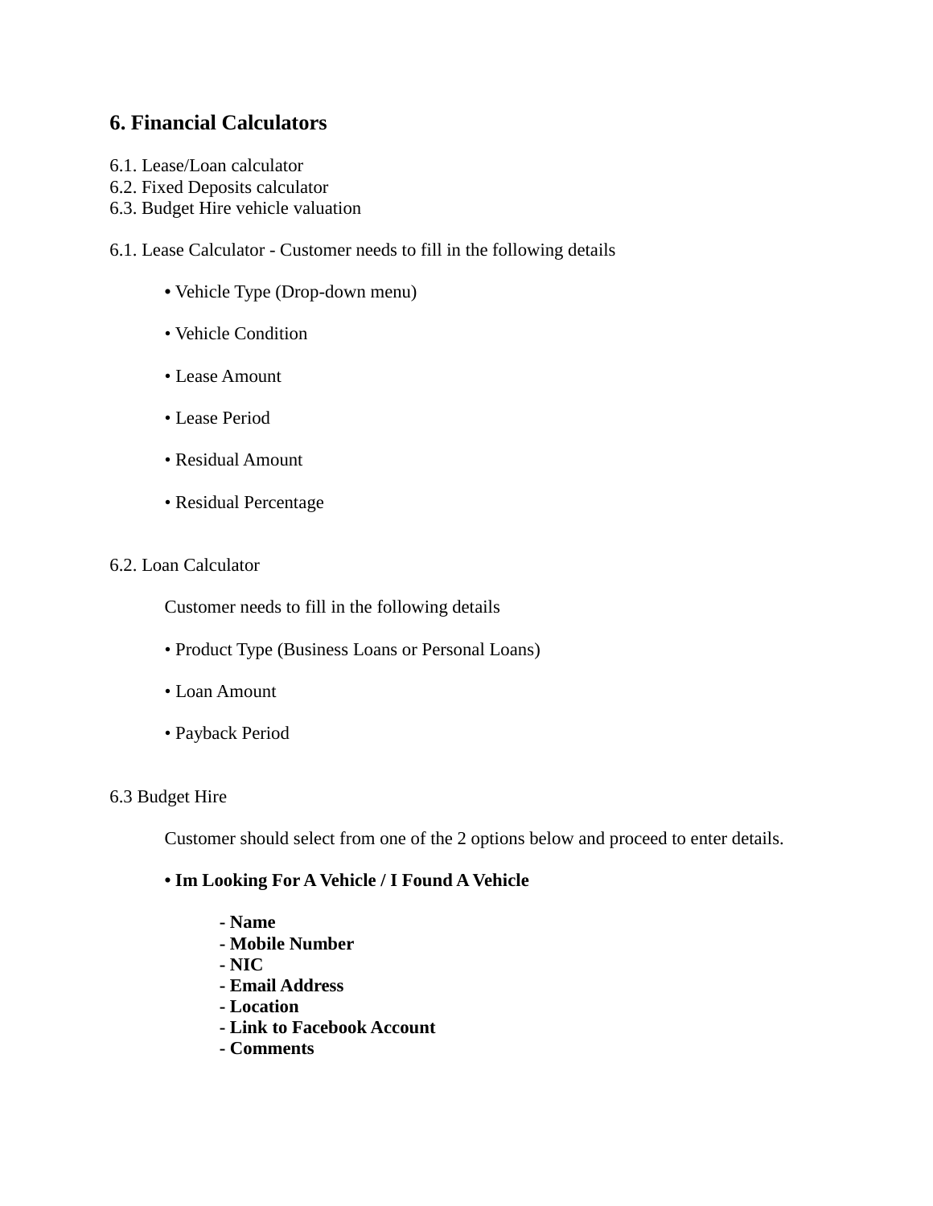## 6. Financial Calculators

6.1. Lease/Loan calculator
6.2. Fixed Deposits calculator
6.3. Budget Hire vehicle valuation

6.1. Lease Calculator - Customer needs to fill in the following details

- Vehicle Type (Drop-down menu)
- Vehicle Condition
- Lease Amount
- Lease Period
- Residual Amount
- Residual Percentage

6.2. Loan Calculator

Customer needs to fill in the following details

- Product Type (Business Loans or Personal Loans)
- Loan Amount
- Payback Period

6.3 Budget Hire

Customer should select from one of the 2 options below and proceed to enter details.

- **Im Looking For A Vehicle / I Found A Vehicle**
  - **Name**
  - **Mobile Number**
  - **NIC**
  - **Email Address**
  - **Location**
  - **Link to Facebook Account**
  - **Comments**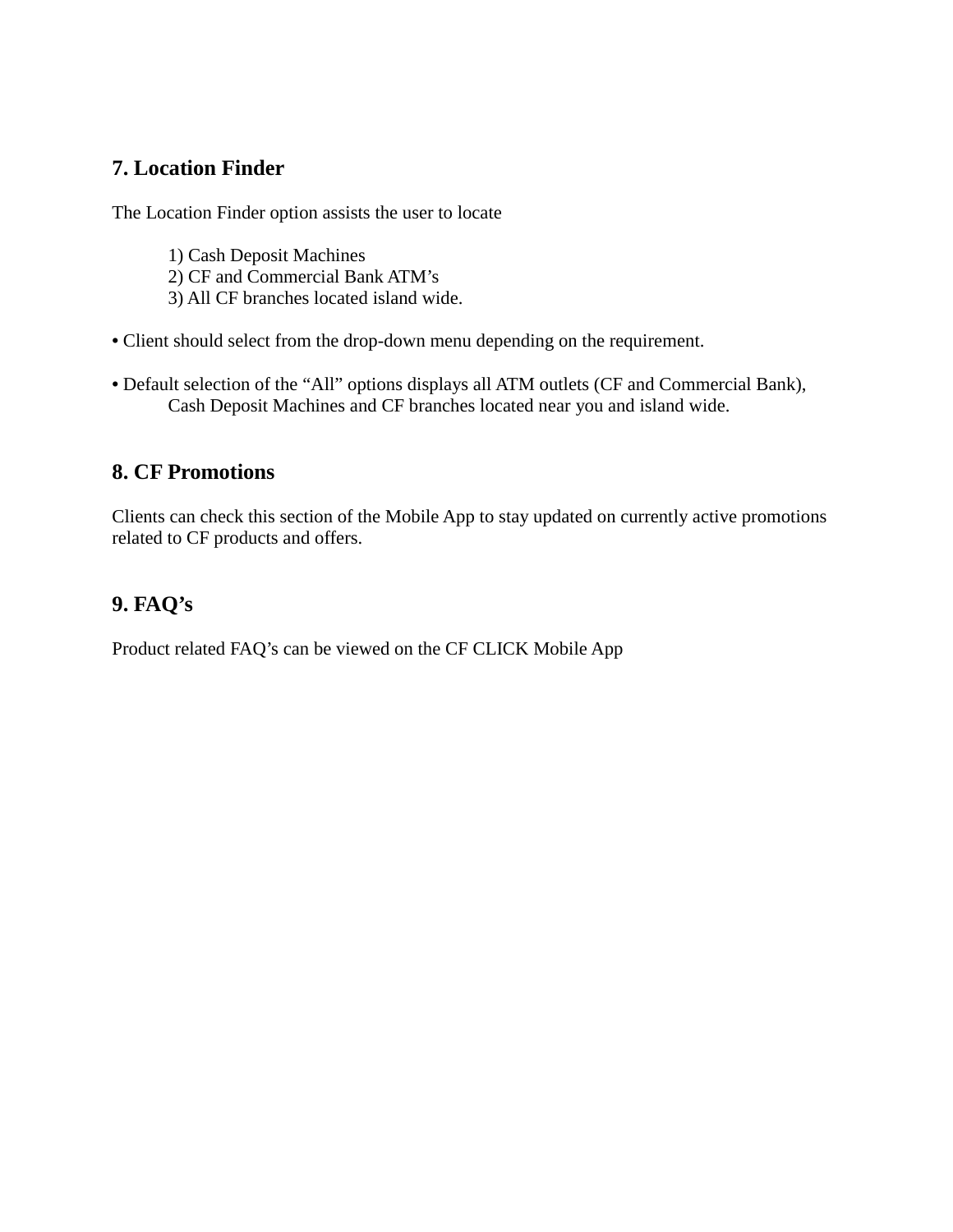## 7. Location Finder

The Location Finder option assists the user to locate

1) Cash Deposit Machines
2) CF and Commercial Bank ATM’s
3) All CF branches located island wide.

• Client should select from the drop-down menu depending on the requirement.

• Default selection of the “All” options displays all ATM outlets (CF and Commercial Bank), Cash Deposit Machines and CF branches located near you and island wide.

## 8. CF Promotions

Clients can check this section of the Mobile App to stay updated on currently active promotions related to CF products and offers.

## 9. FAQ’s

Product related FAQ’s can be viewed on the CF CLICK Mobile App